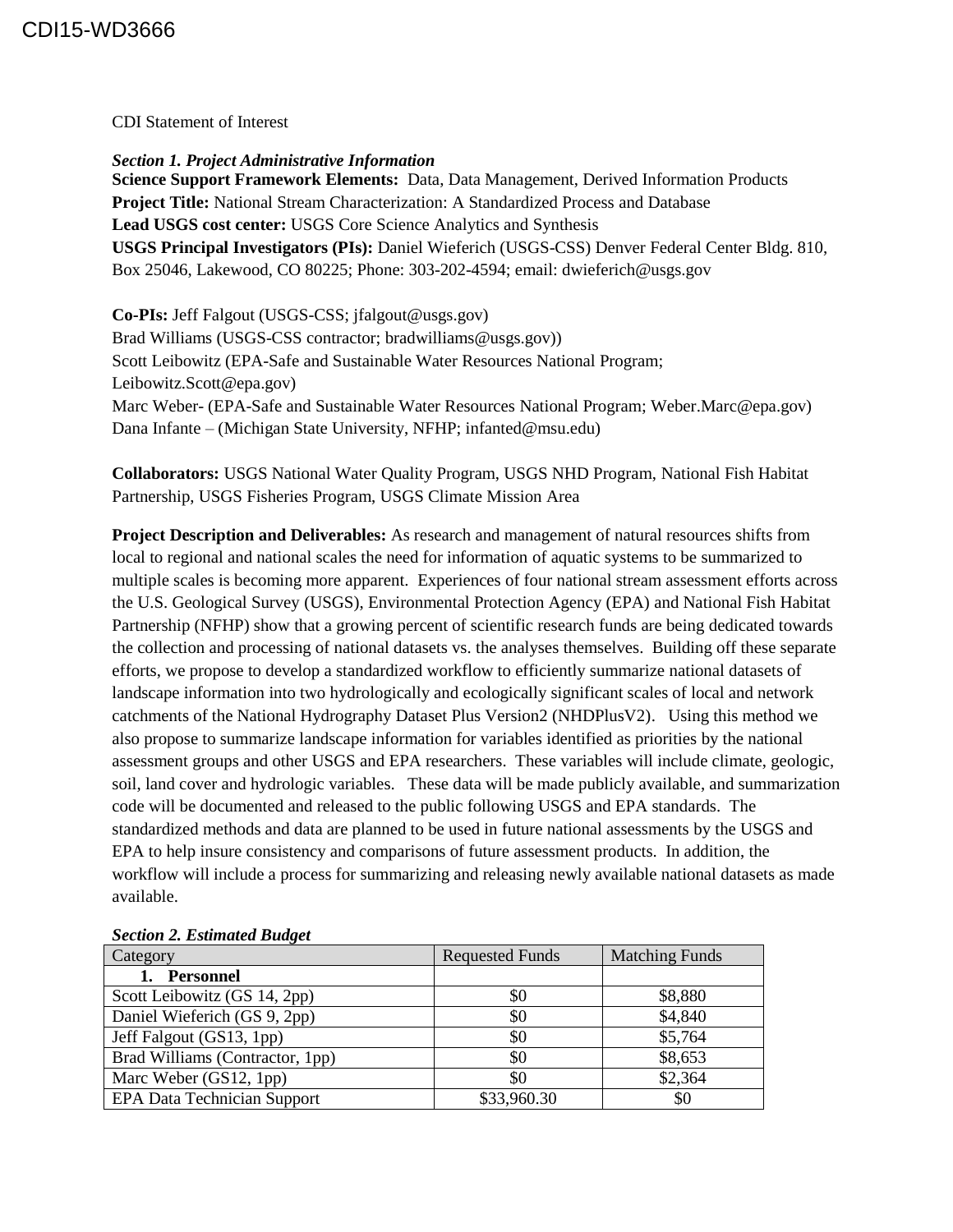CDI15-WD3666

CDI Statement of Interest

***Section 1. Project Administrative Information***

**Science Support Framework Elements:** Data, Data Management, Derived Information Products

**Project Title:** National Stream Characterization: A Standardized Process and Database

**Lead USGS cost center:** USGS Core Science Analytics and Synthesis

**USGS Principal Investigators (PIs):** Daniel Wieferich (USGS-CSS) Denver Federal Center Bldg. 810, Box 25046, Lakewood, CO 80225; Phone: 303-202-4594; email: dwieferich@usgs.gov

**Co-PIs:** Jeff Falgout (USGS-CSS; jfalgout@usgs.gov)
Brad Williams (USGS-CSS contractor; bradwilliams@usgs.gov))
Scott Leibowitz (EPA-Safe and Sustainable Water Resources National Program; Leibowitz.Scott@epa.gov)
Marc Weber- (EPA-Safe and Sustainable Water Resources National Program; Weber.Marc@epa.gov)
Dana Infante – (Michigan State University, NFHP; infanted@msu.edu)

**Collaborators:** USGS National Water Quality Program, USGS NHD Program, National Fish Habitat Partnership, USGS Fisheries Program, USGS Climate Mission Area

**Project Description and Deliverables:** As research and management of natural resources shifts from local to regional and national scales the need for information of aquatic systems to be summarized to multiple scales is becoming more apparent. Experiences of four national stream assessment efforts across the U.S. Geological Survey (USGS), Environmental Protection Agency (EPA) and National Fish Habitat Partnership (NFHP) show that a growing percent of scientific research funds are being dedicated towards the collection and processing of national datasets vs. the analyses themselves. Building off these separate efforts, we propose to develop a standardized workflow to efficiently summarize national datasets of landscape information into two hydrologically and ecologically significant scales of local and network catchments of the National Hydrography Dataset Plus Version2 (NHDPlusV2). Using this method we also propose to summarize landscape information for variables identified as priorities by the national assessment groups and other USGS and EPA researchers. These variables will include climate, geologic, soil, land cover and hydrologic variables. These data will be made publicly available, and summarization code will be documented and released to the public following USGS and EPA standards. The standardized methods and data are planned to be used in future national assessments by the USGS and EPA to help insure consistency and comparisons of future assessment products. In addition, the workflow will include a process for summarizing and releasing newly available national datasets as made available.

***Section 2. Estimated Budget***

| Category | Requested Funds | Matching Funds |
|---|---|---|
| **1. Personnel** | | |
| Scott Leibowitz (GS 14, 2pp) | $0 | $8,880 |
| Daniel Wieferich (GS 9, 2pp) | $0 | $4,840 |
| Jeff Falgout (GS13, 1pp) | $0 | $5,764 |
| Brad Williams (Contractor, 1pp) | $0 | $8,653 |
| Marc Weber (GS12, 1pp) | $0 | $2,364 |
| EPA Data Technician Support | $33,960.30 | $0 |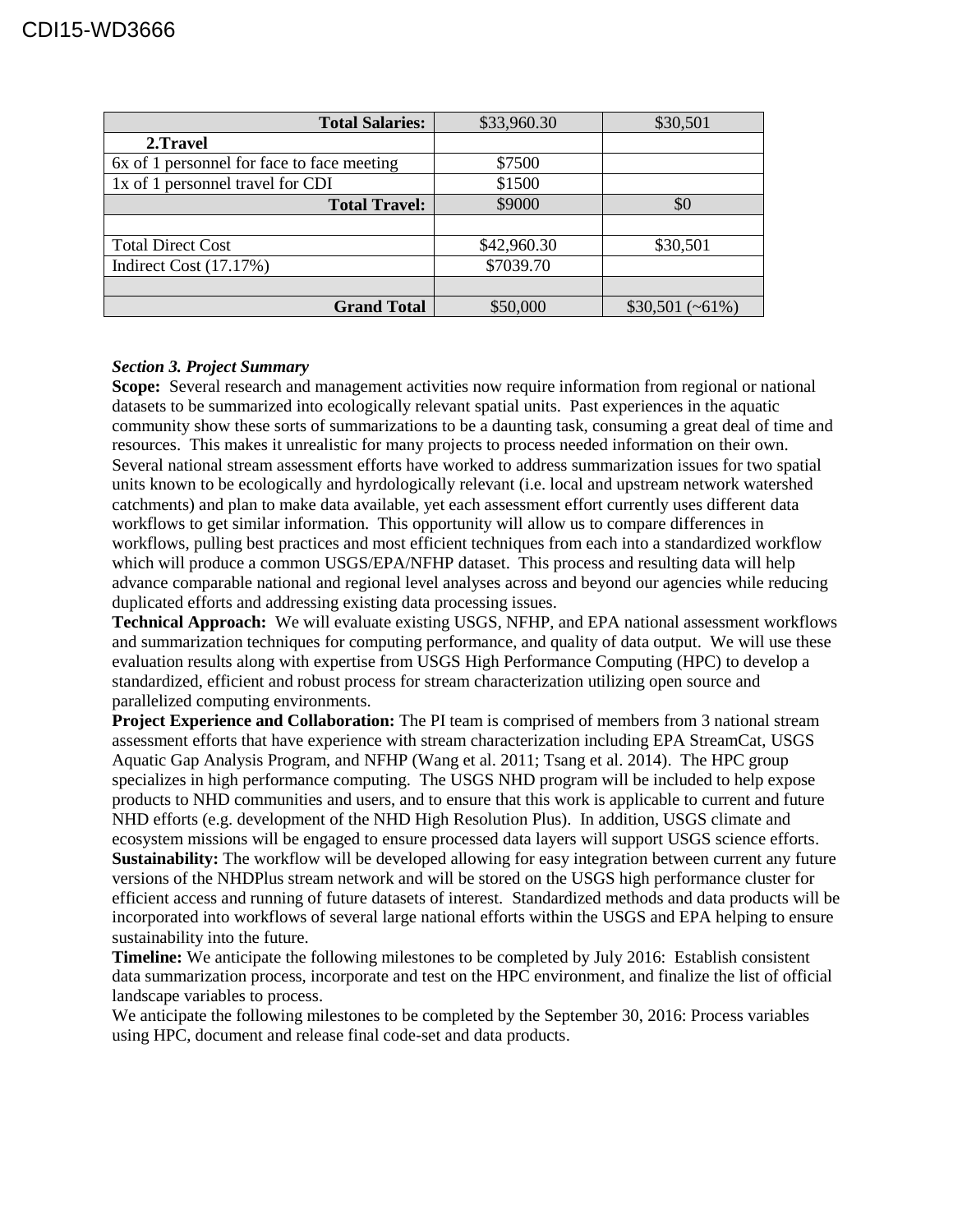CDI15-WD3666

| | | |
|---|---|---|
| **Total Salaries:** | $33,960.30 | $30,501 |
| **2.Travel** | | |
| 6x of 1 personnel for face to face meeting | $7500 | |
| 1x of 1 personnel travel for CDI | $1500 | |
| **Total Travel:** | $9000 | $0 |
| | | |
| Total Direct Cost | $42,960.30 | $30,501 |
| Indirect Cost (17.17%) | $7039.70 | |
| | | |
| **Grand Total** | $50,000 | $30,501 (~61%) |

***Section 3. Project Summary***

**Scope:** Several research and management activities now require information from regional or national datasets to be summarized into ecologically relevant spatial units. Past experiences in the aquatic community show these sorts of summarizations to be a daunting task, consuming a great deal of time and resources. This makes it unrealistic for many projects to process needed information on their own. Several national stream assessment efforts have worked to address summarization issues for two spatial units known to be ecologically and hyrdologically relevant (i.e. local and upstream network watershed catchments) and plan to make data available, yet each assessment effort currently uses different data workflows to get similar information. This opportunity will allow us to compare differences in workflows, pulling best practices and most efficient techniques from each into a standardized workflow which will produce a common USGS/EPA/NFHP dataset. This process and resulting data will help advance comparable national and regional level analyses across and beyond our agencies while reducing duplicated efforts and addressing existing data processing issues.

**Technical Approach:** We will evaluate existing USGS, NFHP, and EPA national assessment workflows and summarization techniques for computing performance, and quality of data output. We will use these evaluation results along with expertise from USGS High Performance Computing (HPC) to develop a standardized, efficient and robust process for stream characterization utilizing open source and parallelized computing environments.

**Project Experience and Collaboration:** The PI team is comprised of members from 3 national stream assessment efforts that have experience with stream characterization including EPA StreamCat, USGS Aquatic Gap Analysis Program, and NFHP (Wang et al. 2011; Tsang et al. 2014). The HPC group specializes in high performance computing. The USGS NHD program will be included to help expose products to NHD communities and users, and to ensure that this work is applicable to current and future NHD efforts (e.g. development of the NHD High Resolution Plus). In addition, USGS climate and ecosystem missions will be engaged to ensure processed data layers will support USGS science efforts.

**Sustainability:** The workflow will be developed allowing for easy integration between current any future versions of the NHDPlus stream network and will be stored on the USGS high performance cluster for efficient access and running of future datasets of interest. Standardized methods and data products will be incorporated into workflows of several large national efforts within the USGS and EPA helping to ensure sustainability into the future.

**Timeline:** We anticipate the following milestones to be completed by July 2016: Establish consistent data summarization process, incorporate and test on the HPC environment, and finalize the list of official landscape variables to process.

We anticipate the following milestones to be completed by the September 30, 2016: Process variables using HPC, document and release final code-set and data products.